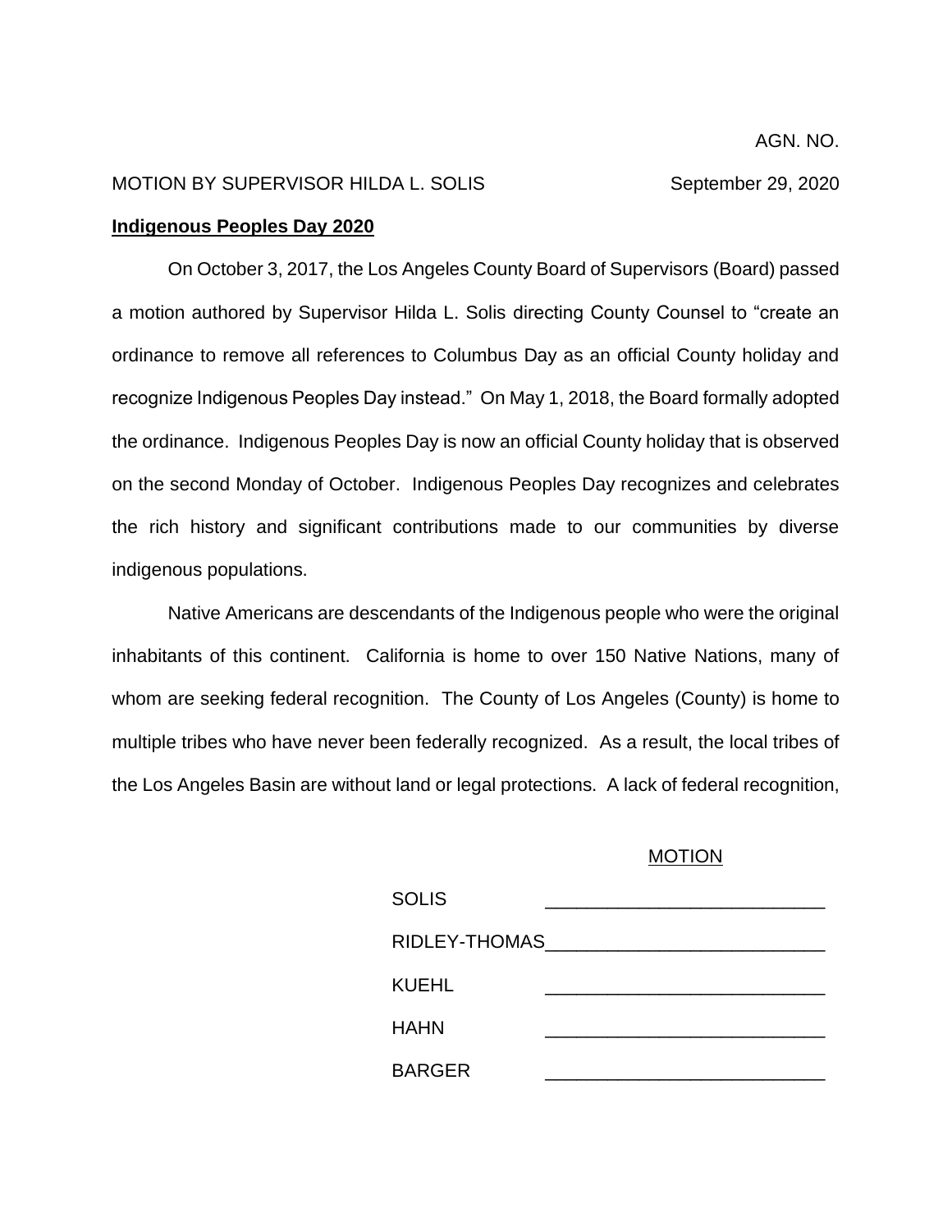AGN. NO.

MOTION BY SUPERVISOR HILDA L. SOLIS September 29, 2020

**Indigenous Peoples Day 2020**

On October 3, 2017, the Los Angeles County Board of Supervisors (Board) passed a motion authored by Supervisor Hilda L. Solis directing County Counsel to "create an ordinance to remove all references to Columbus Day as an official County holiday and recognize Indigenous Peoples Day instead." On May 1, 2018, the Board formally adopted the ordinance. Indigenous Peoples Day is now an official County holiday that is observed on the second Monday of October. Indigenous Peoples Day recognizes and celebrates the rich history and significant contributions made to our communities by diverse indigenous populations.

Native Americans are descendants of the Indigenous people who were the original inhabitants of this continent. California is home to over 150 Native Nations, many of whom are seeking federal recognition. The County of Los Angeles (County) is home to multiple tribes who have never been federally recognized. As a result, the local tribes of the Los Angeles Basin are without land or legal protections. A lack of federal recognition,

MOTION

| | |
|---|---|
| SOLIS | _______________ |
| RIDLEY-THOMAS | _______________ |
| KUEHL | _______________ |
| HAHN | _______________ |
| BARGER | _______________ |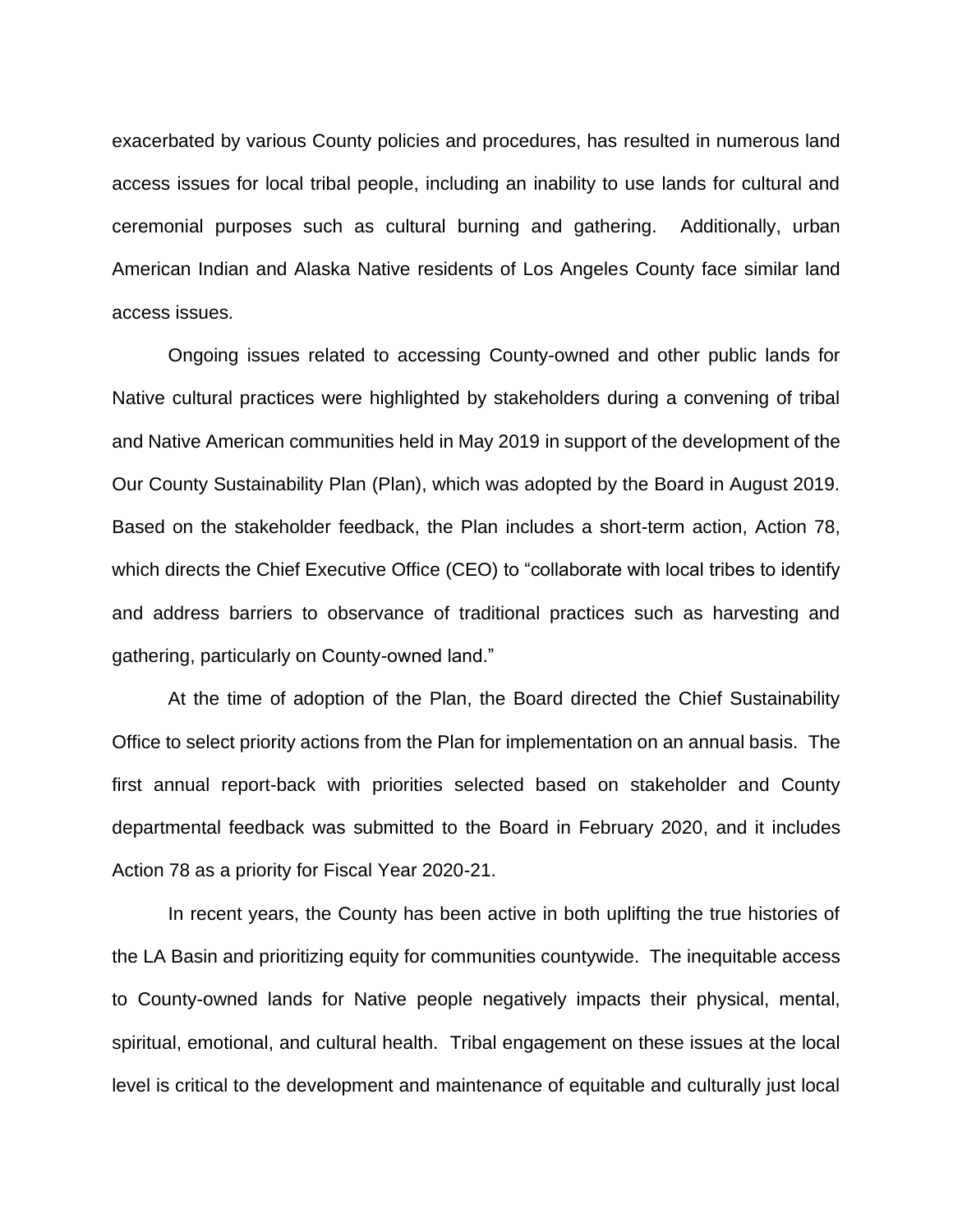exacerbated by various County policies and procedures, has resulted in numerous land access issues for local tribal people, including an inability to use lands for cultural and ceremonial purposes such as cultural burning and gathering. Additionally, urban American Indian and Alaska Native residents of Los Angeles County face similar land access issues.

Ongoing issues related to accessing County-owned and other public lands for Native cultural practices were highlighted by stakeholders during a convening of tribal and Native American communities held in May 2019 in support of the development of the Our County Sustainability Plan (Plan), which was adopted by the Board in August 2019. Based on the stakeholder feedback, the Plan includes a short-term action, Action 78, which directs the Chief Executive Office (CEO) to "collaborate with local tribes to identify and address barriers to observance of traditional practices such as harvesting and gathering, particularly on County-owned land."

At the time of adoption of the Plan, the Board directed the Chief Sustainability Office to select priority actions from the Plan for implementation on an annual basis. The first annual report-back with priorities selected based on stakeholder and County departmental feedback was submitted to the Board in February 2020, and it includes Action 78 as a priority for Fiscal Year 2020-21.

In recent years, the County has been active in both uplifting the true histories of the LA Basin and prioritizing equity for communities countywide. The inequitable access to County-owned lands for Native people negatively impacts their physical, mental, spiritual, emotional, and cultural health. Tribal engagement on these issues at the local level is critical to the development and maintenance of equitable and culturally just local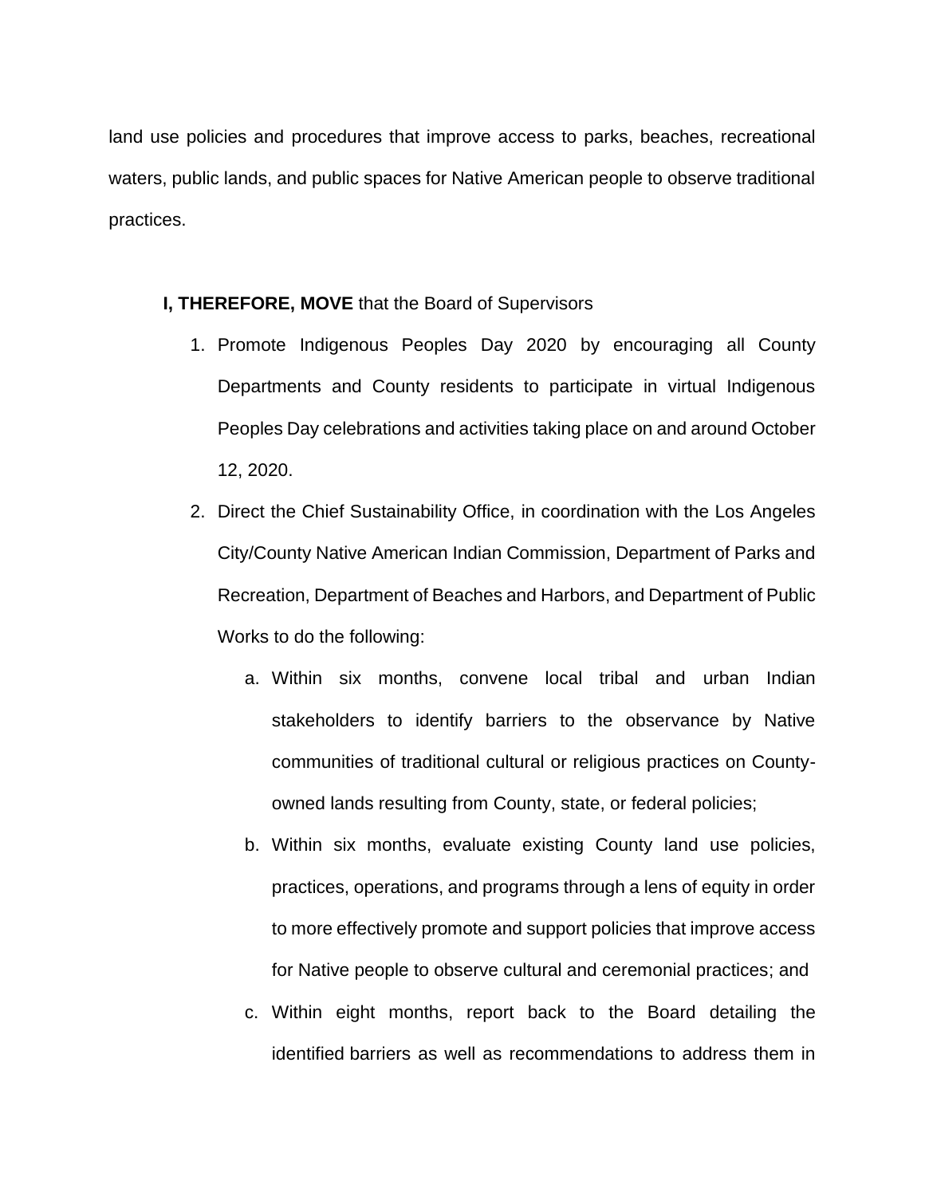land use policies and procedures that improve access to parks, beaches, recreational waters, public lands, and public spaces for Native American people to observe traditional practices.

**I, THEREFORE, MOVE** that the Board of Supervisors

1. Promote Indigenous Peoples Day 2020 by encouraging all County Departments and County residents to participate in virtual Indigenous Peoples Day celebrations and activities taking place on and around October 12, 2020.
2. Direct the Chief Sustainability Office, in coordination with the Los Angeles City/County Native American Indian Commission, Department of Parks and Recreation, Department of Beaches and Harbors, and Department of Public Works to do the following:
   a. Within six months, convene local tribal and urban Indian stakeholders to identify barriers to the observance by Native communities of traditional cultural or religious practices on County-owned lands resulting from County, state, or federal policies;
   b. Within six months, evaluate existing County land use policies, practices, operations, and programs through a lens of equity in order to more effectively promote and support policies that improve access for Native people to observe cultural and ceremonial practices; and
   c. Within eight months, report back to the Board detailing the identified barriers as well as recommendations to address them in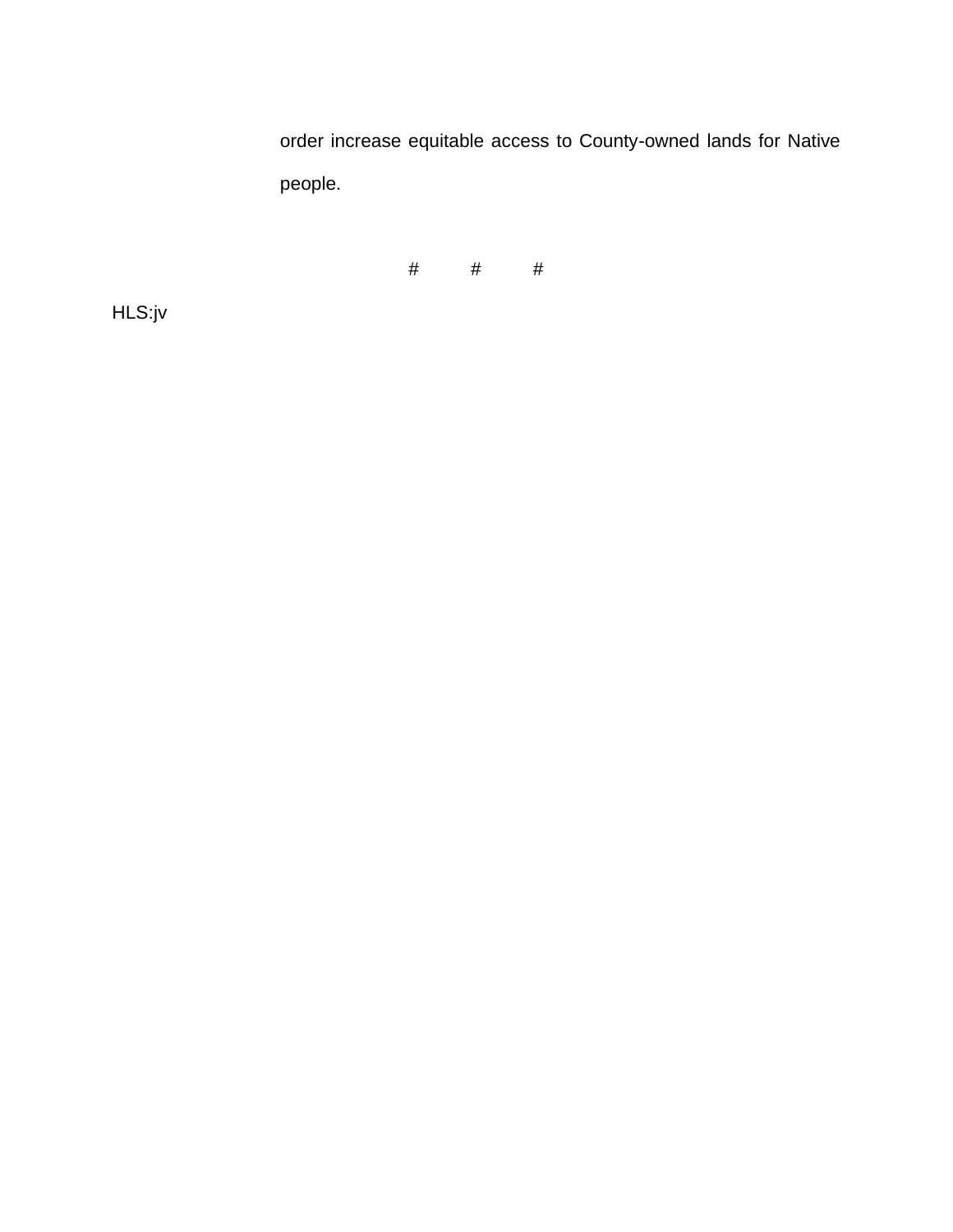order increase equitable access to County-owned lands for Native people.

# # #

HLS:jv